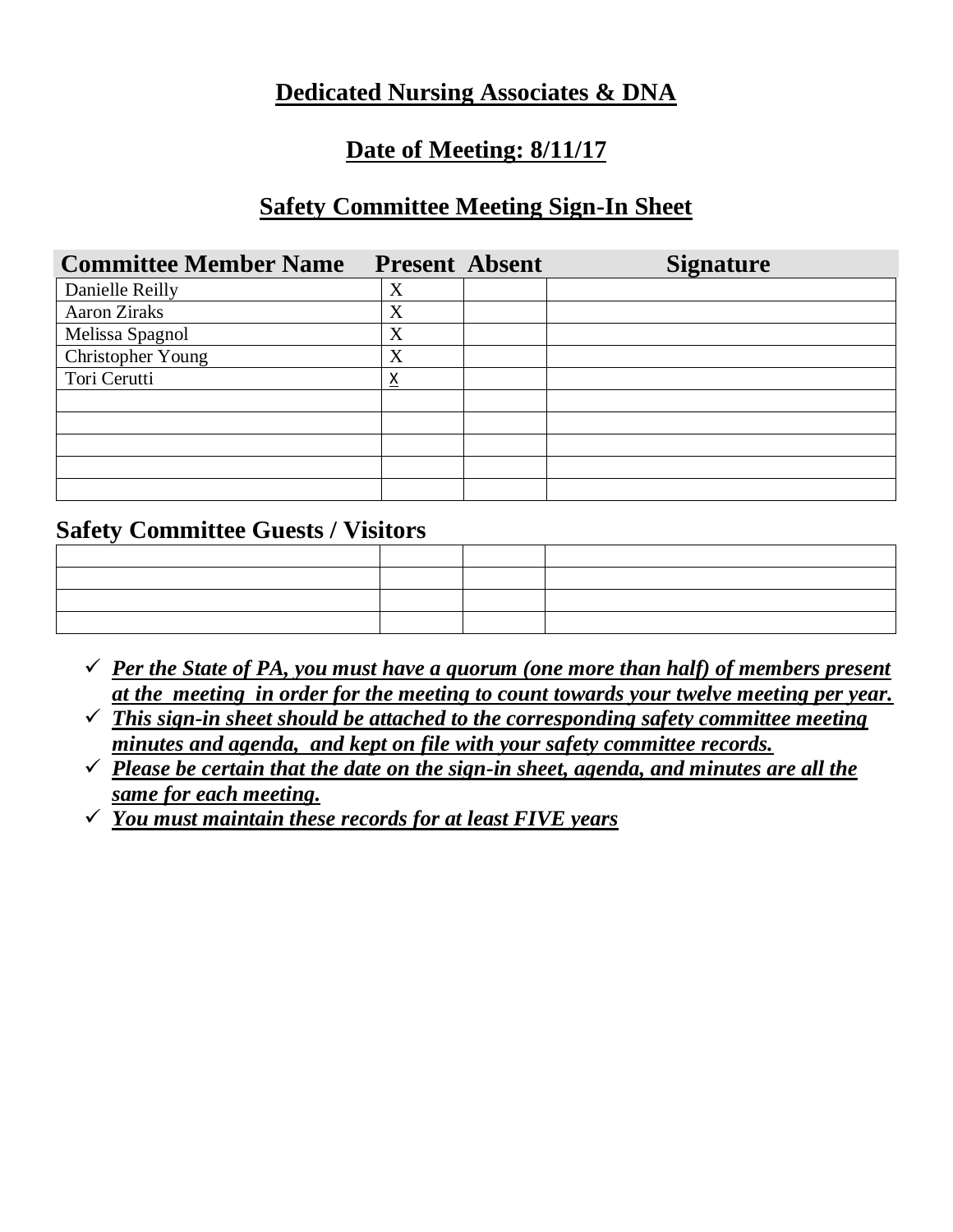# Dedicated Nursing Associates & DNA

## Date of Meeting: 8/11/17

## Safety Committee Meeting Sign-In Sheet

| Committee Member Name | Present | Absent | Signature |
|---|---|---|---|
| Danielle Reilly | X | | |
| Aaron Ziraks | X | | |
| Melissa Spagnol | X | | |
| Christopher Young | X | | |
| Tori Cerutti | X | | |
| | | | |
| | | | |
| | | | |
| | | | |
| | | | |

### Safety Committee Guests / Visitors

| | | | |
|---|---|---|---|
| | | | |
| | | | |
| | | | |
| | | | |

- ✓ ***Per the State of PA, you must have a quorum (one more than half) of members present at the meeting in order for the meeting to count towards your twelve meeting per year.***
- ✓ ***This sign-in sheet should be attached to the corresponding safety committee meeting minutes and agenda, and kept on file with your safety committee records.***
- ✓ ***Please be certain that the date on the sign-in sheet, agenda, and minutes are all the same for each meeting.***
- ✓ ***You must maintain these records for at least FIVE years***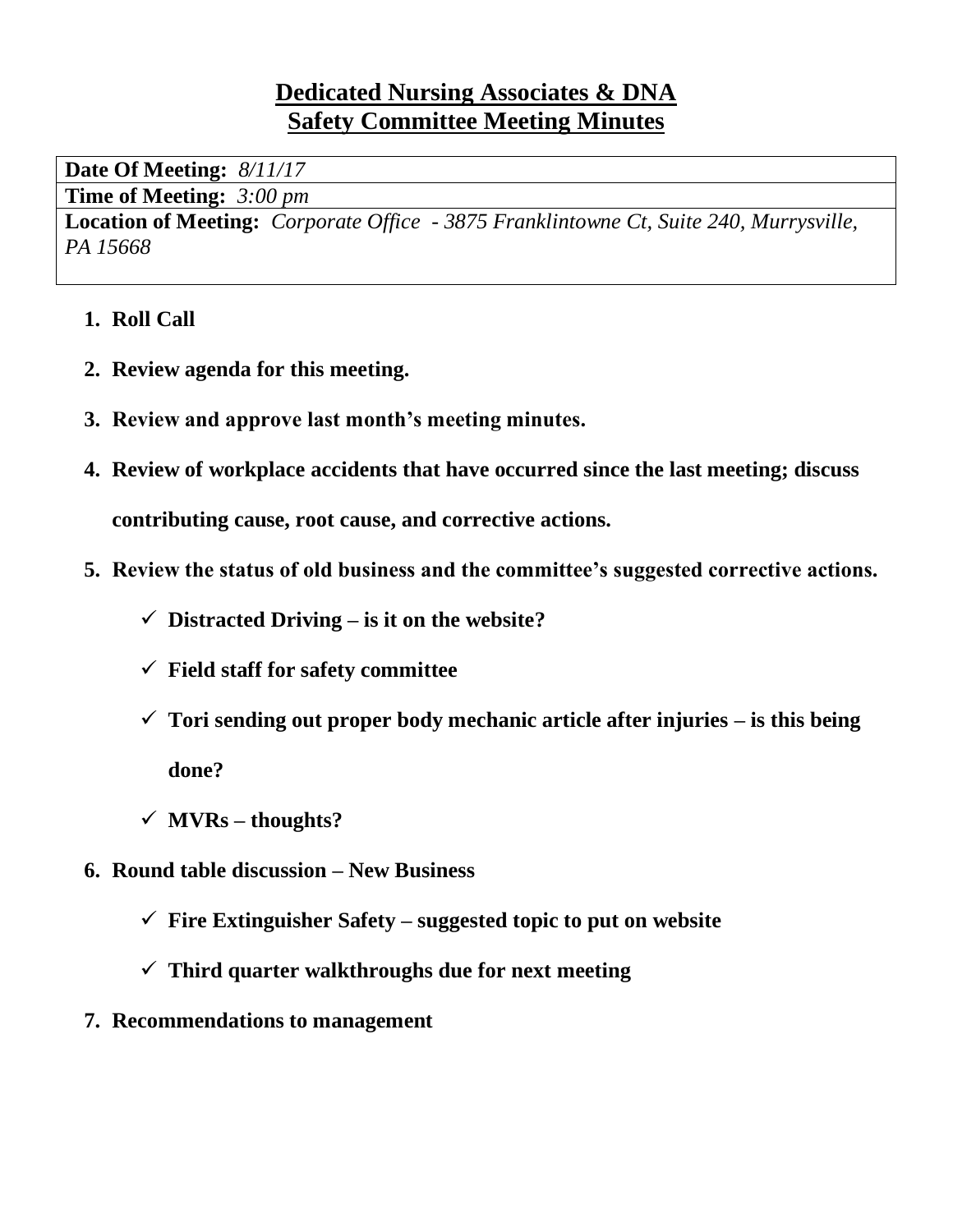# Dedicated Nursing Associates & DNA
# Safety Committee Meeting Minutes

| **Date Of Meeting:** *8/11/17* |
|---|
| **Time of Meeting:** *3:00 pm* |
| **Location of Meeting:** *Corporate Office - 3875 Franklintowne Ct, Suite 240, Murrysville, PA 15668* |

1. **Roll Call**
2. **Review agenda for this meeting.**
3. **Review and approve last month's meeting minutes.**
4. **Review of workplace accidents that have occurred since the last meeting; discuss contributing cause, root cause, and corrective actions.**
5. **Review the status of old business and the committee's suggested corrective actions.**
   - ✓ **Distracted Driving – is it on the website?**
   - ✓ **Field staff for safety committee**
   - ✓ **Tori sending out proper body mechanic article after injuries – is this being done?**
   - ✓ **MVRs – thoughts?**
6. **Round table discussion – New Business**
   - ✓ **Fire Extinguisher Safety – suggested topic to put on website**
   - ✓ **Third quarter walkthroughs due for next meeting**
7. **Recommendations to management**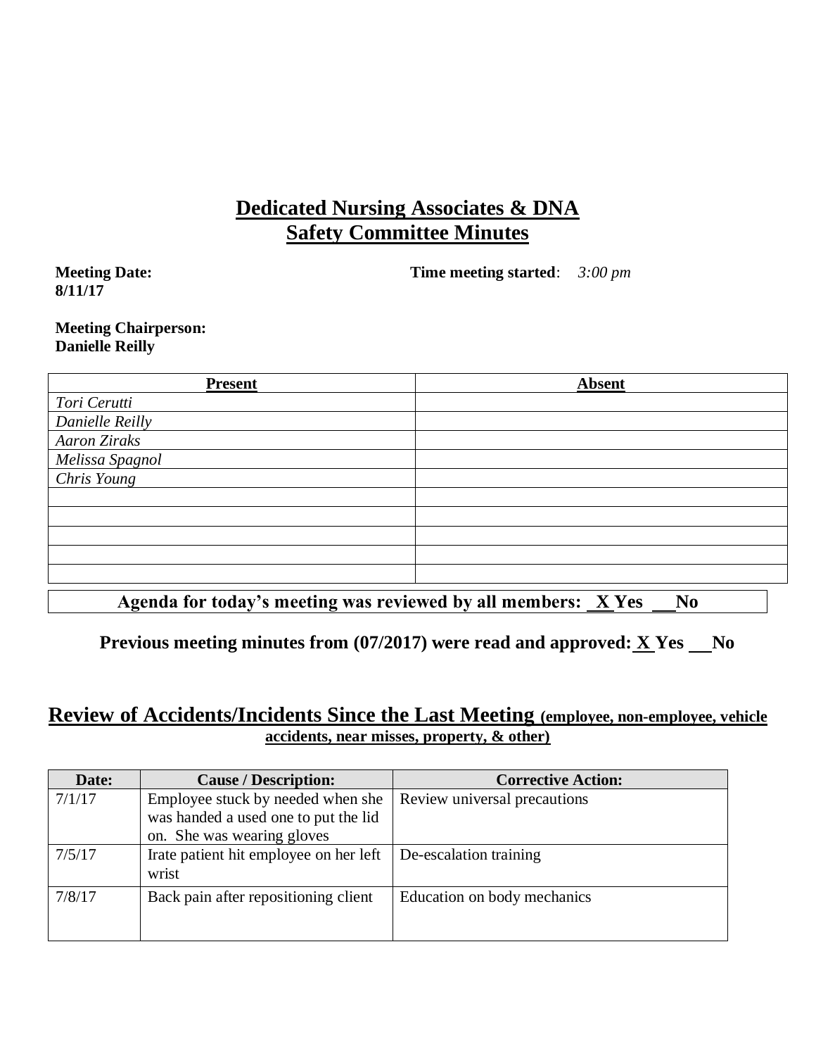# Dedicated Nursing Associates & DNA
# Safety Committee Minutes

**Meeting Date:** **8/11/17**

**Time meeting started**: *3:00 pm*

**Meeting Chairperson:** **Danielle Reilly**

| Present | Absent |
| --- | --- |
| *Tori Cerutti* | |
| *Danielle Reilly* | |
| *Aaron Ziraks* | |
| *Melissa Spagnol* | |
| *Chris Young* | |
| | |
| | |
| | |
| | |
| | |

**Agenda for today's meeting was reviewed by all members: _X_ Yes ___ No**

**Previous meeting minutes from (07/2017) were read and approved: _X_ Yes ___ No**

## Review of Accidents/Incidents Since the Last Meeting (employee, non-employee, vehicle accidents, near misses, property, & other)

| Date: | Cause / Description: | Corrective Action: |
| --- | --- | --- |
| 7/1/17 | Employee stuck by needed when she was handed a used one to put the lid on. She was wearing gloves | Review universal precautions |
| 7/5/17 | Irate patient hit employee on her left wrist | De-escalation training |
| 7/8/17 | Back pain after repositioning client | Education on body mechanics |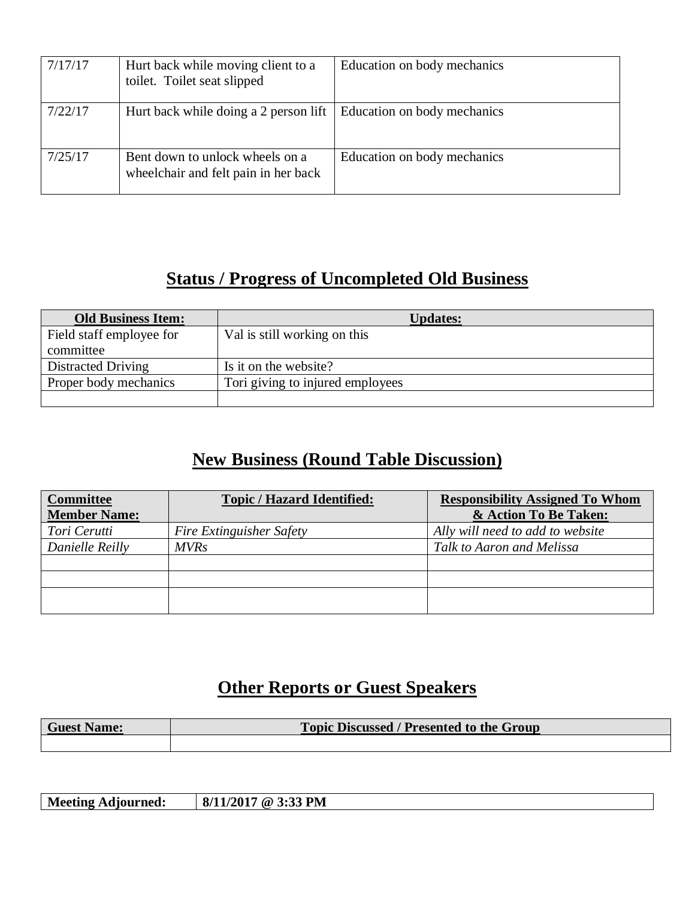| | | |
|---|---|---|
| 7/17/17 | Hurt back while moving client to a toilet. Toilet seat slipped | Education on body mechanics |
| 7/22/17 | Hurt back while doing a 2 person lift | Education on body mechanics |
| 7/25/17 | Bent down to unlock wheels on a wheelchair and felt pain in her back | Education on body mechanics |

## Status / Progress of Uncompleted Old Business

| Old Business Item: | Updates: |
|---|---|
| Field staff employee for committee | Val is still working on this |
| Distracted Driving | Is it on the website? |
| Proper body mechanics | Tori giving to injured employees |
| | |

## New Business (Round Table Discussion)

| Committee Member Name: | Topic / Hazard Identified: | Responsibility Assigned To Whom & Action To Be Taken: |
|---|---|---|
| *Tori Cerutti* | *Fire Extinguisher Safety* | *Ally will need to add to website* |
| *Danielle Reilly* | *MVRs* | *Talk to Aaron and Melissa* |
| | | |
| | | |
| | | |

## Other Reports or Guest Speakers

| Guest Name: | Topic Discussed / Presented to the Group |
|---|---|
| | |

| **Meeting Adjourned:** | **8/11/2017 @ 3:33 PM** |
|---|---|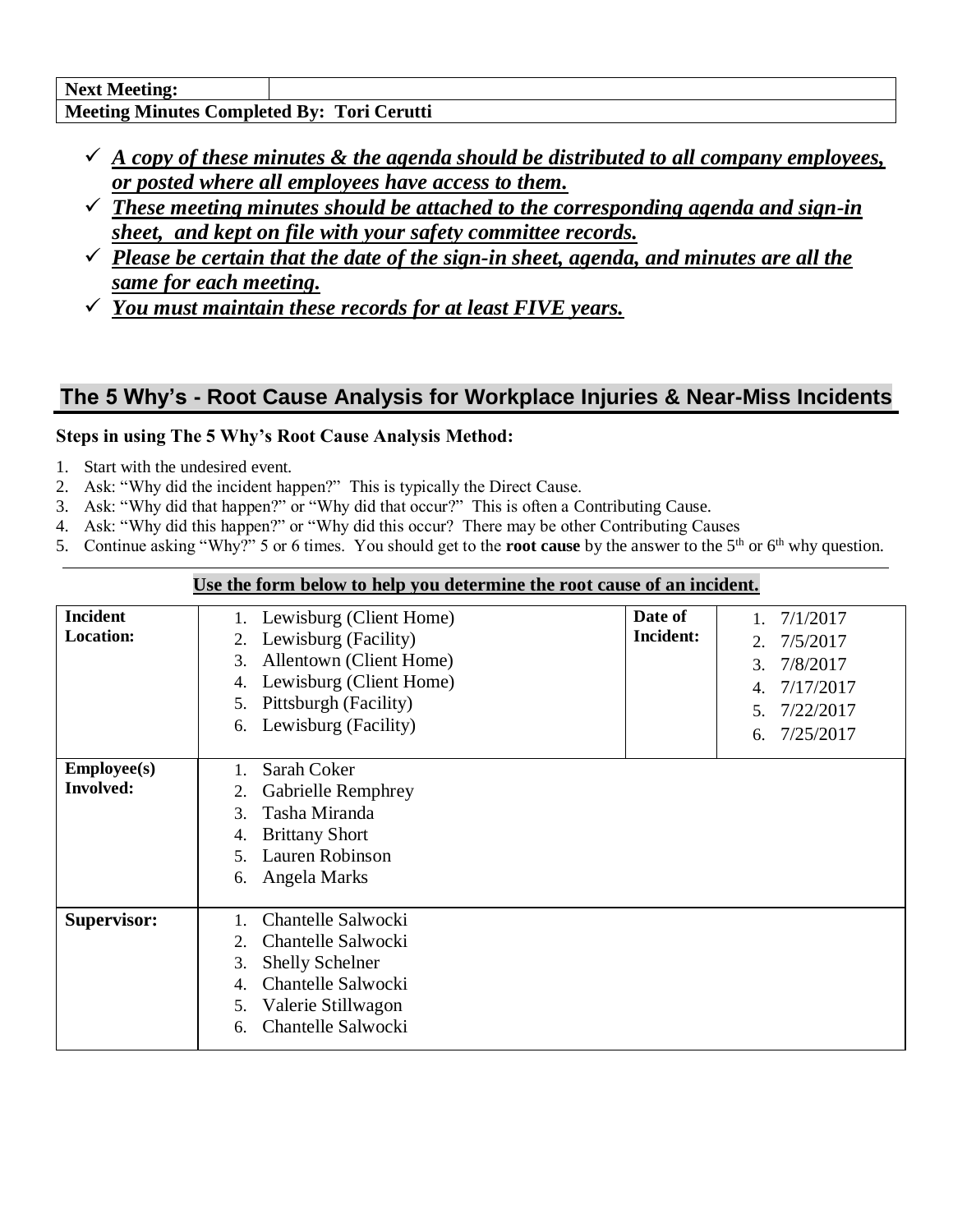| **Next Meeting:** | |
|---|---|
| **Meeting Minutes Completed By: Tori Cerutti** | |

- ✓ ***A copy of these minutes & the agenda should be distributed to all company employees, or posted where all employees have access to them.***
- ✓ ***These meeting minutes should be attached to the corresponding agenda and sign-in sheet, and kept on file with your safety committee records.***
- ✓ ***Please be certain that the date of the sign-in sheet, agenda, and minutes are all the same for each meeting.***
- ✓ ***You must maintain these records for at least FIVE years.***

## The 5 Why's - Root Cause Analysis for Workplace Injuries & Near-Miss Incidents

**Steps in using The 5 Why's Root Cause Analysis Method:**

1. Start with the undesired event.
2. Ask: "Why did the incident happen?" This is typically the Direct Cause.
3. Ask: "Why did that happen?" or "Why did that occur?" This is often a Contributing Cause.
4. Ask: "Why did this happen?" or "Why did this occur? There may be other Contributing Causes
5. Continue asking "Why?" 5 or 6 times. You should get to the **root cause** by the answer to the 5th or 6th why question.

**Use the form below to help you determine the root cause of an incident.**

| **Incident Location:** | 1. Lewisburg (Client Home)<br>2. Lewisburg (Facility)<br>3. Allentown (Client Home)<br>4. Lewisburg (Client Home)<br>5. Pittsburgh (Facility)<br>6. Lewisburg (Facility) | **Date of Incident:** | 1. 7/1/2017<br>2. 7/5/2017<br>3. 7/8/2017<br>4. 7/17/2017<br>5. 7/22/2017<br>6. 7/25/2017 |
|---|---|---|---|
| **Employee(s) Involved:** | 1. Sarah Coker<br>2. Gabrielle Remphrey<br>3. Tasha Miranda<br>4. Brittany Short<br>5. Lauren Robinson<br>6. Angela Marks | | |
| **Supervisor:** | 1. Chantelle Salwocki<br>2. Chantelle Salwocki<br>3. Shelly Schelner<br>4. Chantelle Salwocki<br>5. Valerie Stillwagon<br>6. Chantelle Salwocki | | |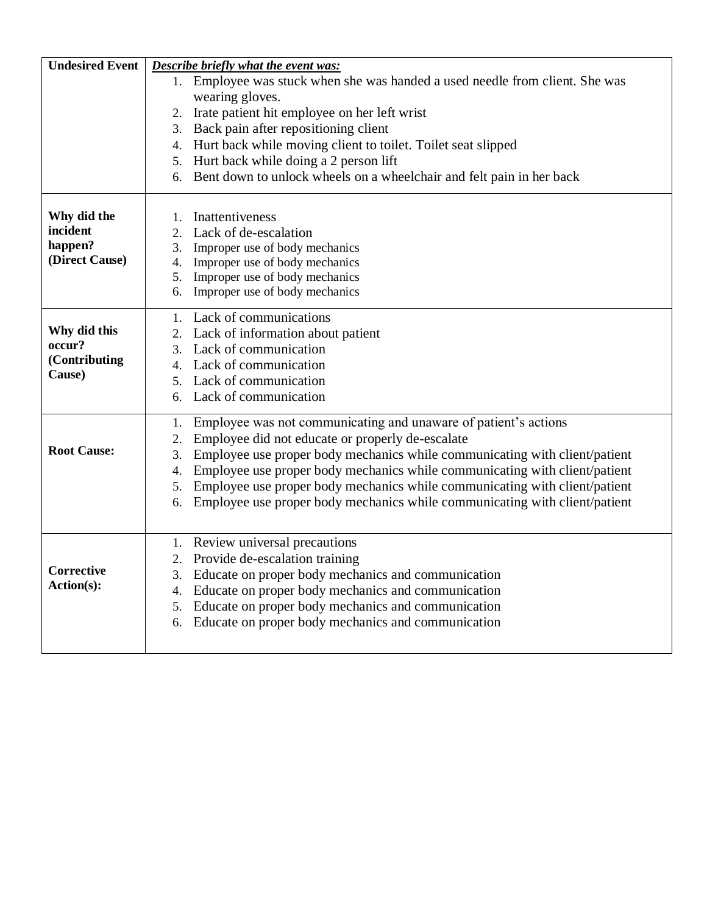| | |
|---|---|
| **Undesired Event** | ***Describe briefly what the event was:***<br>1. Employee was stuck when she was handed a used needle from client. She was wearing gloves.<br>2. Irate patient hit employee on her left wrist<br>3. Back pain after repositioning client<br>4. Hurt back while moving client to toilet. Toilet seat slipped<br>5. Hurt back while doing a 2 person lift<br>6. Bent down to unlock wheels on a wheelchair and felt pain in her back |
| **Why did the incident happen? (Direct Cause)** | 1. Inattentiveness<br>2. Lack of de-escalation<br>3. Improper use of body mechanics<br>4. Improper use of body mechanics<br>5. Improper use of body mechanics<br>6. Improper use of body mechanics |
| **Why did this occur? (Contributing Cause)** | 1. Lack of communications<br>2. Lack of information about patient<br>3. Lack of communication<br>4. Lack of communication<br>5. Lack of communication<br>6. Lack of communication |
| **Root Cause:** | 1. Employee was not communicating and unaware of patient's actions<br>2. Employee did not educate or properly de-escalate<br>3. Employee use proper body mechanics while communicating with client/patient<br>4. Employee use proper body mechanics while communicating with client/patient<br>5. Employee use proper body mechanics while communicating with client/patient<br>6. Employee use proper body mechanics while communicating with client/patient |
| **Corrective Action(s):** | 1. Review universal precautions<br>2. Provide de-escalation training<br>3. Educate on proper body mechanics and communication<br>4. Educate on proper body mechanics and communication<br>5. Educate on proper body mechanics and communication<br>6. Educate on proper body mechanics and communication |